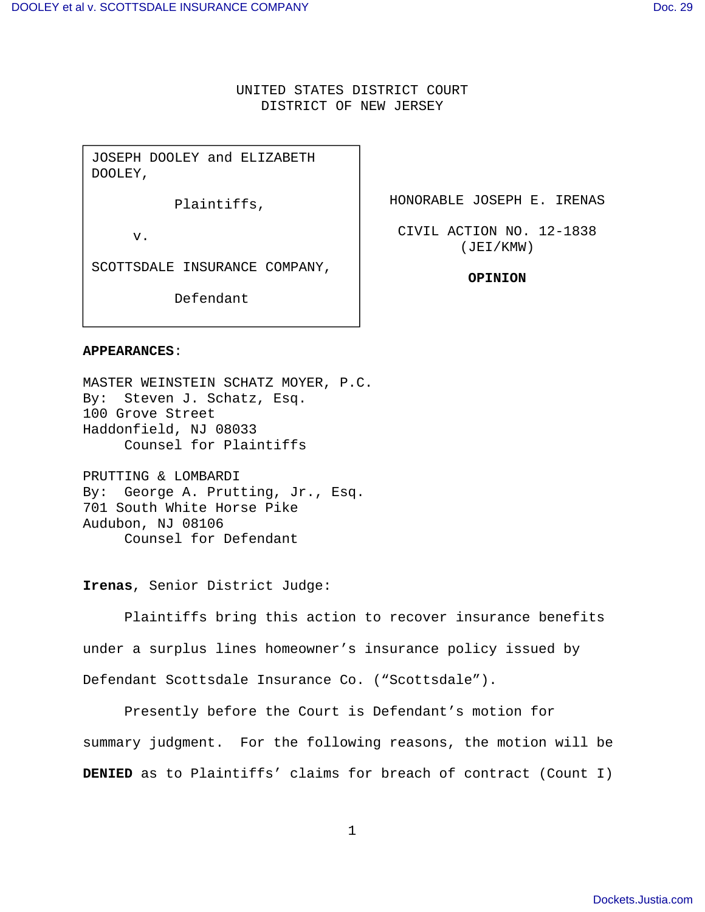UNITED STATES DISTRICT COURT
DISTRICT OF NEW JERSEY

| | |
|---|---|
| JOSEPH DOOLEY and ELIZABETH DOOLEY,<br><br>Plaintiffs,<br><br>v.<br><br>SCOTTSDALE INSURANCE COMPANY,<br><br>Defendant | HONORABLE JOSEPH E. IRENAS<br><br>CIVIL ACTION NO. 12-1838 (JEI/KMW)<br><br>**OPINION** |

**APPEARANCES**:

MASTER WEINSTEIN SCHATZ MOYER, P.C.
By: Steven J. Schatz, Esq.
100 Grove Street
Haddonfield, NJ 08033
Counsel for Plaintiffs

PRUTTING & LOMBARDI
By: George A. Prutting, Jr., Esq.
701 South White Horse Pike
Audubon, NJ 08106
Counsel for Defendant

**Irenas**, Senior District Judge:

Plaintiffs bring this action to recover insurance benefits under a surplus lines homeowner's insurance policy issued by Defendant Scottsdale Insurance Co. ("Scottsdale").

Presently before the Court is Defendant's motion for summary judgment. For the following reasons, the motion will be **DENIED** as to Plaintiffs' claims for breach of contract (Count I)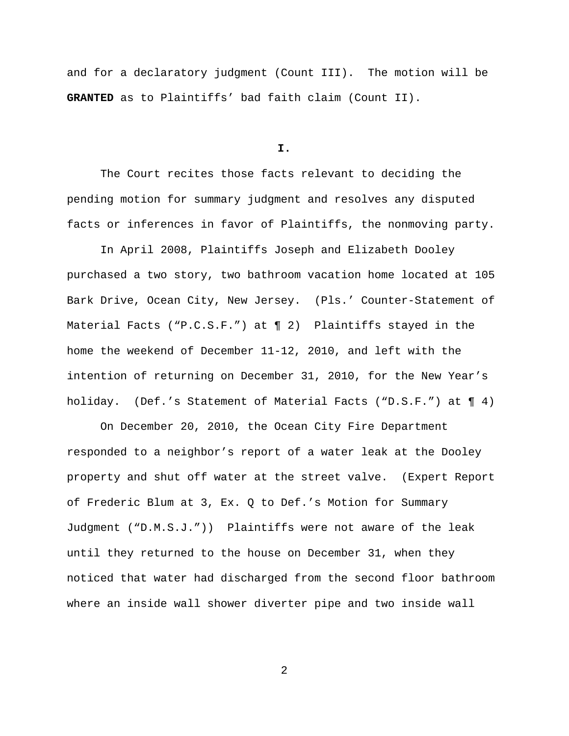and for a declaratory judgment (Count III). The motion will be **GRANTED** as to Plaintiffs' bad faith claim (Count II).

**I.**

The Court recites those facts relevant to deciding the pending motion for summary judgment and resolves any disputed facts or inferences in favor of Plaintiffs, the nonmoving party.

In April 2008, Plaintiffs Joseph and Elizabeth Dooley purchased a two story, two bathroom vacation home located at 105 Bark Drive, Ocean City, New Jersey. (Pls.' Counter-Statement of Material Facts ("P.C.S.F.") at ¶ 2) Plaintiffs stayed in the home the weekend of December 11-12, 2010, and left with the intention of returning on December 31, 2010, for the New Year's holiday. (Def.'s Statement of Material Facts ("D.S.F.") at ¶ 4)

On December 20, 2010, the Ocean City Fire Department responded to a neighbor's report of a water leak at the Dooley property and shut off water at the street valve. (Expert Report of Frederic Blum at 3, Ex. Q to Def.'s Motion for Summary Judgment ("D.M.S.J.")) Plaintiffs were not aware of the leak until they returned to the house on December 31, when they noticed that water had discharged from the second floor bathroom where an inside wall shower diverter pipe and two inside wall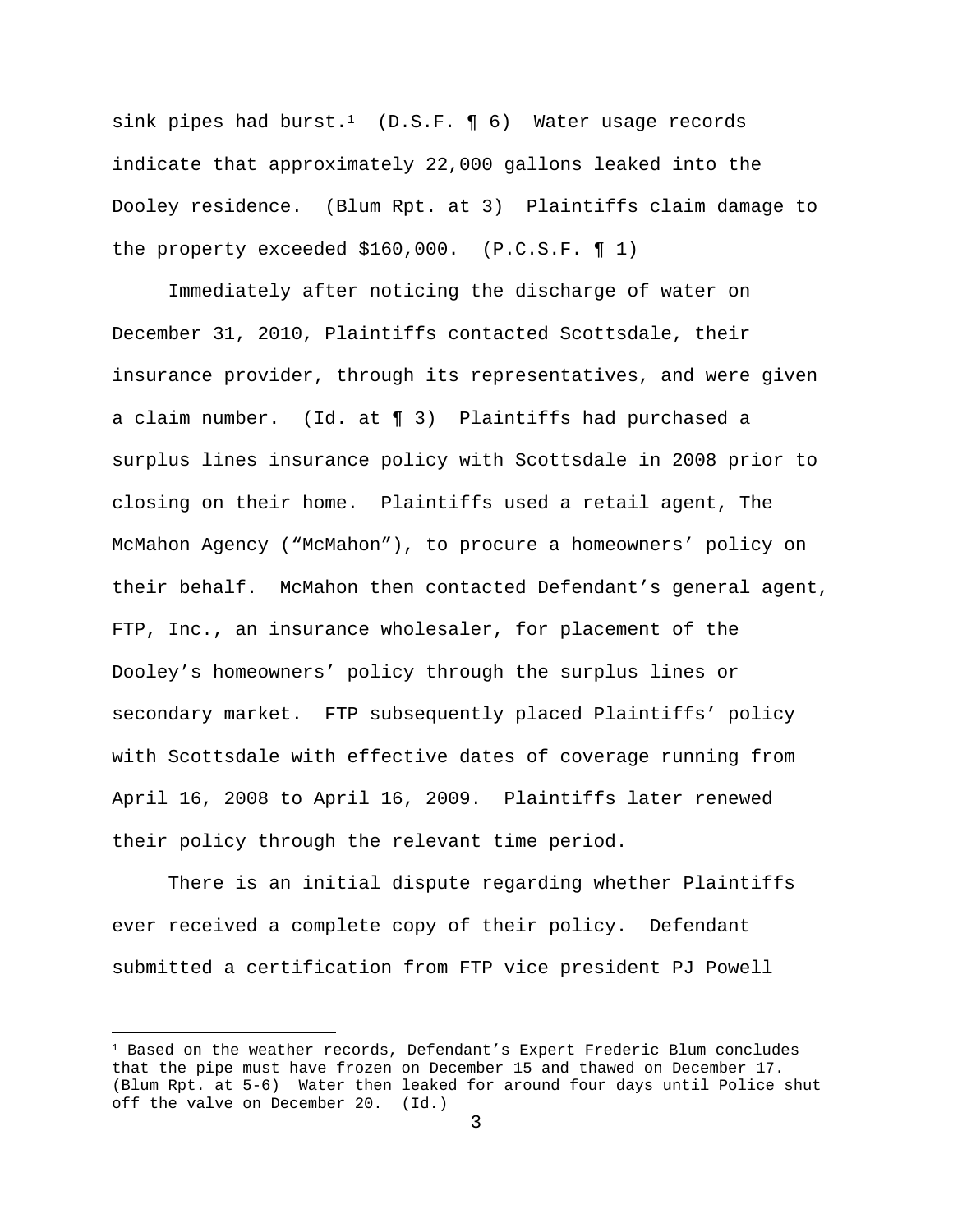sink pipes had burst.[1] (D.S.F. ¶ 6) Water usage records indicate that approximately 22,000 gallons leaked into the Dooley residence. (Blum Rpt. at 3) Plaintiffs claim damage to the property exceeded $160,000. (P.C.S.F. ¶ 1)

Immediately after noticing the discharge of water on December 31, 2010, Plaintiffs contacted Scottsdale, their insurance provider, through its representatives, and were given a claim number. (Id. at ¶ 3) Plaintiffs had purchased a surplus lines insurance policy with Scottsdale in 2008 prior to closing on their home. Plaintiffs used a retail agent, The McMahon Agency ("McMahon"), to procure a homeowners' policy on their behalf. McMahon then contacted Defendant's general agent, FTP, Inc., an insurance wholesaler, for placement of the Dooley's homeowners' policy through the surplus lines or secondary market. FTP subsequently placed Plaintiffs' policy with Scottsdale with effective dates of coverage running from April 16, 2008 to April 16, 2009. Plaintiffs later renewed their policy through the relevant time period.

There is an initial dispute regarding whether Plaintiffs ever received a complete copy of their policy. Defendant submitted a certification from FTP vice president PJ Powell

---

[1] Based on the weather records, Defendant's Expert Frederic Blum concludes that the pipe must have frozen on December 15 and thawed on December 17. (Blum Rpt. at 5-6) Water then leaked for around four days until Police shut off the valve on December 20. (Id.)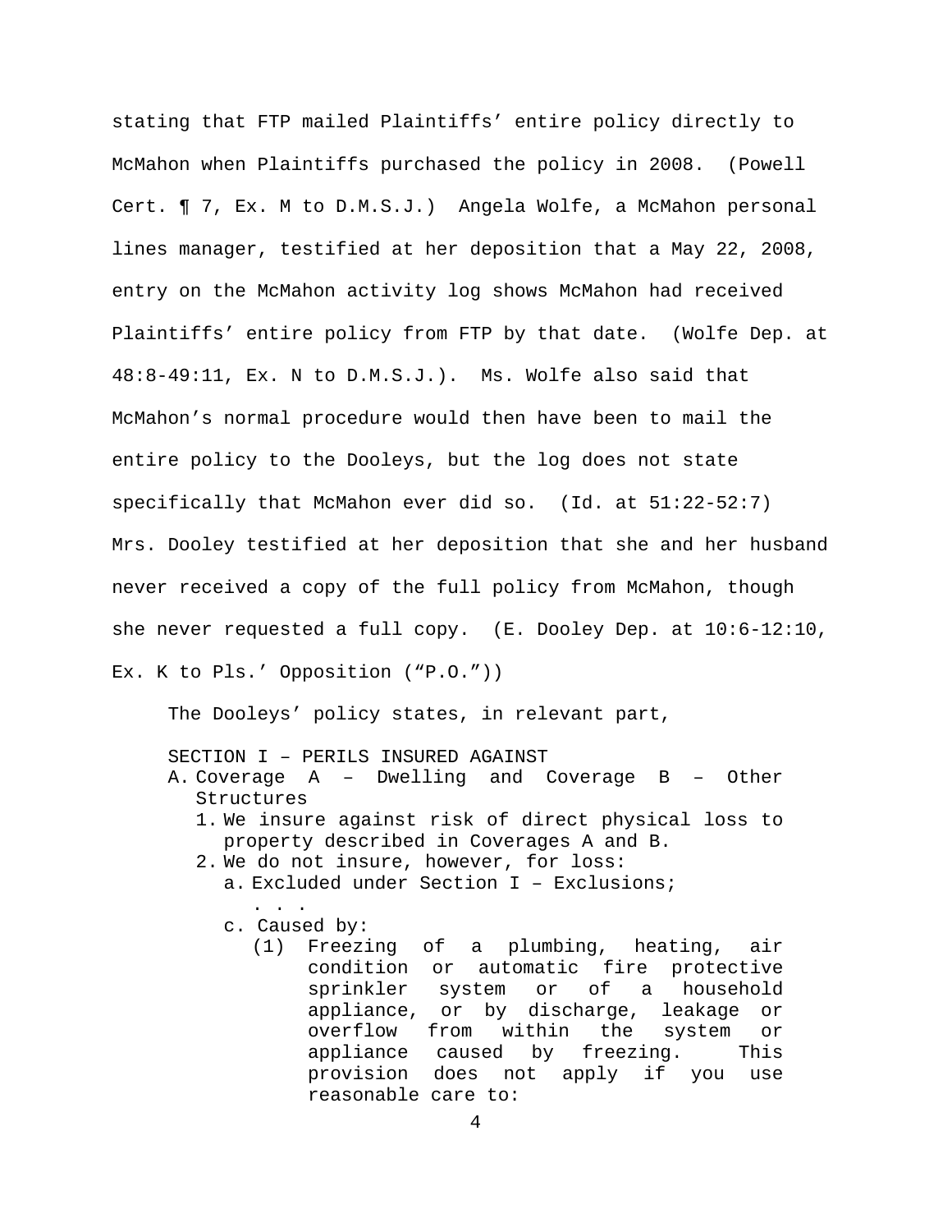stating that FTP mailed Plaintiffs' entire policy directly to McMahon when Plaintiffs purchased the policy in 2008. (Powell Cert. ¶ 7, Ex. M to D.M.S.J.) Angela Wolfe, a McMahon personal lines manager, testified at her deposition that a May 22, 2008, entry on the McMahon activity log shows McMahon had received Plaintiffs' entire policy from FTP by that date. (Wolfe Dep. at 48:8-49:11, Ex. N to D.M.S.J.). Ms. Wolfe also said that McMahon's normal procedure would then have been to mail the entire policy to the Dooleys, but the log does not state specifically that McMahon ever did so. (Id. at 51:22-52:7) Mrs. Dooley testified at her deposition that she and her husband never received a copy of the full policy from McMahon, though she never requested a full copy. (E. Dooley Dep. at 10:6-12:10, Ex. K to Pls.' Opposition ("P.O."))

The Dooleys' policy states, in relevant part,

> SECTION I – PERILS INSURED AGAINST
>
> A. Coverage A – Dwelling and Coverage B – Other Structures
>    1. We insure against risk of direct physical loss to property described in Coverages A and B.
>    2. We do not insure, however, for loss:
>       a. Excluded under Section I – Exclusions;
>
>          . . .
>
>       c. Caused by:
>          (1) Freezing of a plumbing, heating, air condition or automatic fire protective sprinkler system or of a household appliance, or by discharge, leakage or overflow from within the system or appliance caused by freezing. This provision does not apply if you use reasonable care to: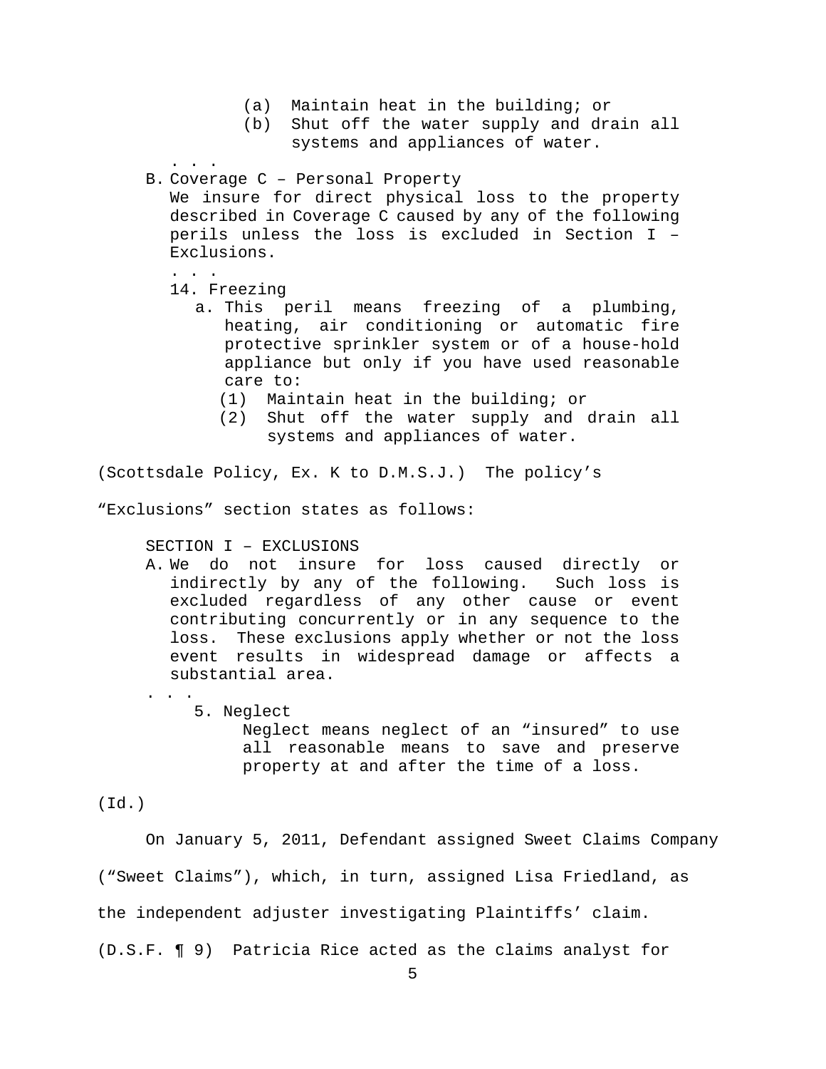(a) Maintain heat in the building; or

(b) Shut off the water supply and drain all systems and appliances of water.

. . .

B. Coverage C – Personal Property

We insure for direct physical loss to the property described in Coverage C caused by any of the following perils unless the loss is excluded in Section I – Exclusions.

. . .

14. Freezing

a. This peril means freezing of a plumbing, heating, air conditioning or automatic fire protective sprinkler system or of a house-hold appliance but only if you have used reasonable care to:

(1) Maintain heat in the building; or

(2) Shut off the water supply and drain all systems and appliances of water.

(Scottsdale Policy, Ex. K to D.M.S.J.) The policy's "Exclusions" section states as follows:

SECTION I – EXCLUSIONS

A. We do not insure for loss caused directly or indirectly by any of the following. Such loss is excluded regardless of any other cause or event contributing concurrently or in any sequence to the loss. These exclusions apply whether or not the loss event results in widespread damage or affects a substantial area.

. . .

5. Neglect

Neglect means neglect of an "insured" to use all reasonable means to save and preserve property at and after the time of a loss.

(Id.)

On January 5, 2011, Defendant assigned Sweet Claims Company ("Sweet Claims"), which, in turn, assigned Lisa Friedland, as the independent adjuster investigating Plaintiffs' claim. (D.S.F. ¶ 9) Patricia Rice acted as the claims analyst for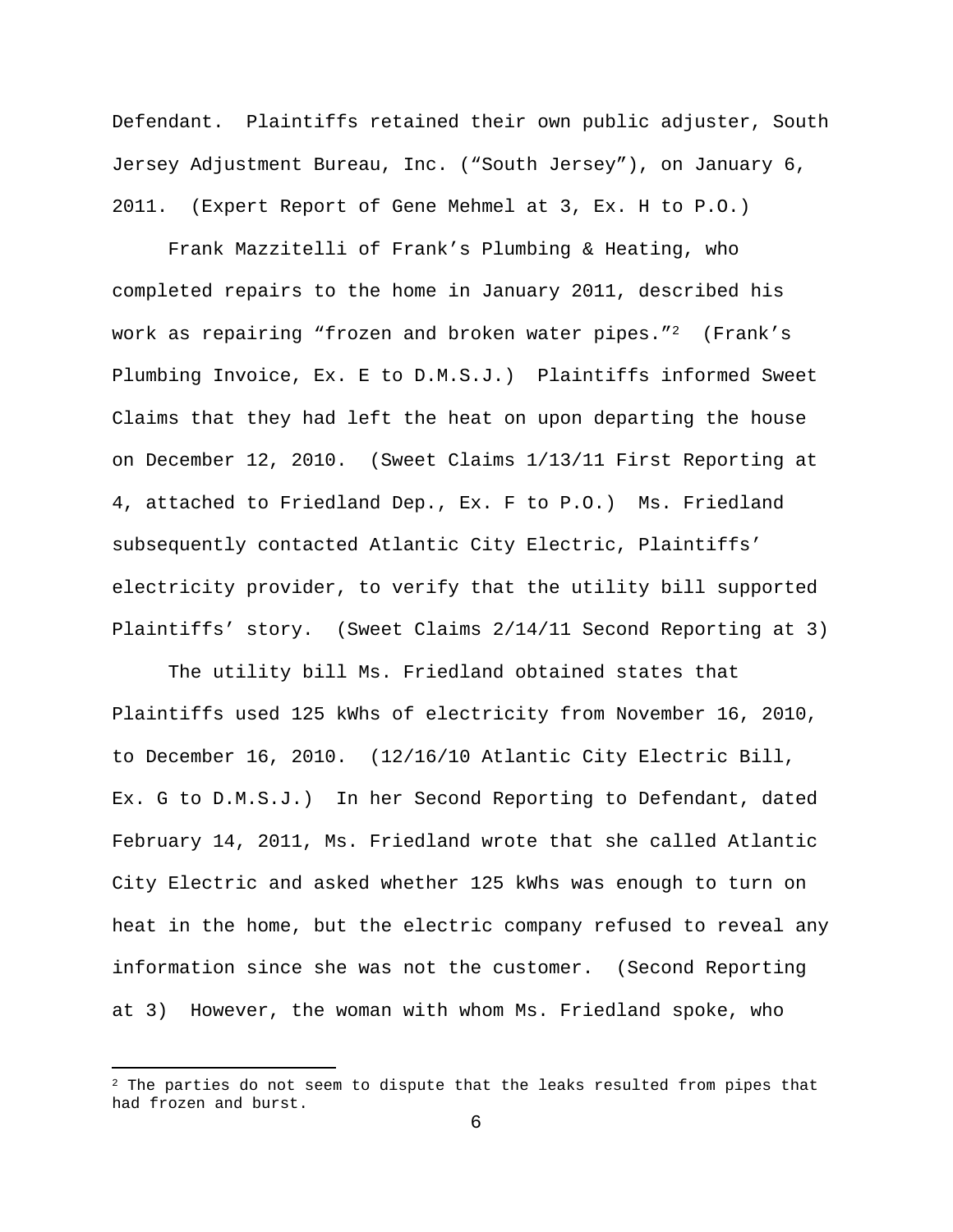Defendant. Plaintiffs retained their own public adjuster, South Jersey Adjustment Bureau, Inc. ("South Jersey"), on January 6, 2011. (Expert Report of Gene Mehmel at 3, Ex. H to P.O.)

Frank Mazzitelli of Frank's Plumbing & Heating, who completed repairs to the home in January 2011, described his work as repairing "frozen and broken water pipes."[2] (Frank's Plumbing Invoice, Ex. E to D.M.S.J.) Plaintiffs informed Sweet Claims that they had left the heat on upon departing the house on December 12, 2010. (Sweet Claims 1/13/11 First Reporting at 4, attached to Friedland Dep., Ex. F to P.O.) Ms. Friedland subsequently contacted Atlantic City Electric, Plaintiffs' electricity provider, to verify that the utility bill supported Plaintiffs' story. (Sweet Claims 2/14/11 Second Reporting at 3)

The utility bill Ms. Friedland obtained states that Plaintiffs used 125 kWhs of electricity from November 16, 2010, to December 16, 2010. (12/16/10 Atlantic City Electric Bill, Ex. G to D.M.S.J.) In her Second Reporting to Defendant, dated February 14, 2011, Ms. Friedland wrote that she called Atlantic City Electric and asked whether 125 kWhs was enough to turn on heat in the home, but the electric company refused to reveal any information since she was not the customer. (Second Reporting at 3) However, the woman with whom Ms. Friedland spoke, who

[2] The parties do not seem to dispute that the leaks resulted from pipes that had frozen and burst.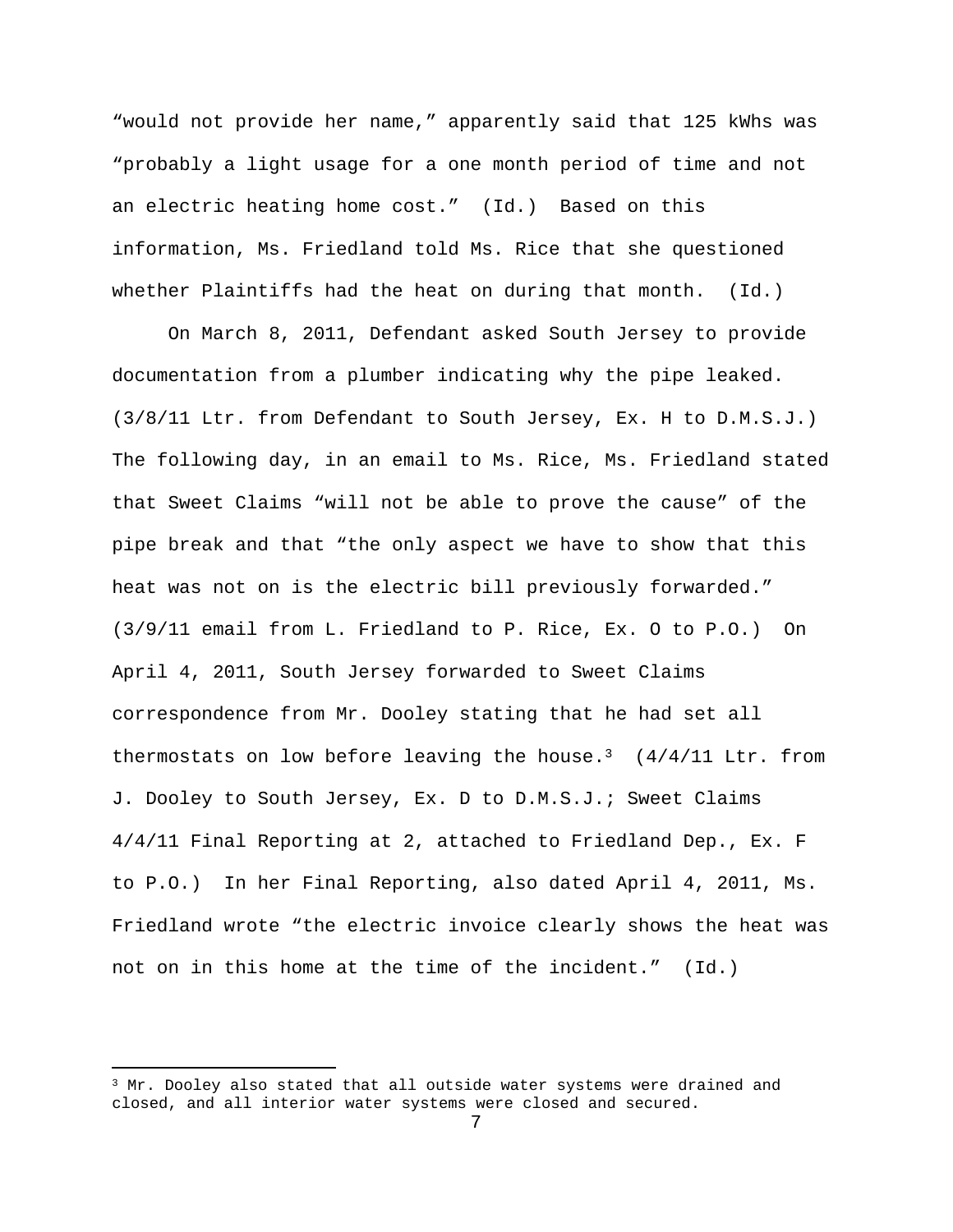"would not provide her name," apparently said that 125 kWhs was "probably a light usage for a one month period of time and not an electric heating home cost." (Id.) Based on this information, Ms. Friedland told Ms. Rice that she questioned whether Plaintiffs had the heat on during that month. (Id.)

On March 8, 2011, Defendant asked South Jersey to provide documentation from a plumber indicating why the pipe leaked. (3/8/11 Ltr. from Defendant to South Jersey, Ex. H to D.M.S.J.) The following day, in an email to Ms. Rice, Ms. Friedland stated that Sweet Claims "will not be able to prove the cause" of the pipe break and that "the only aspect we have to show that this heat was not on is the electric bill previously forwarded." (3/9/11 email from L. Friedland to P. Rice, Ex. O to P.O.) On April 4, 2011, South Jersey forwarded to Sweet Claims correspondence from Mr. Dooley stating that he had set all thermostats on low before leaving the house.[3] (4/4/11 Ltr. from J. Dooley to South Jersey, Ex. D to D.M.S.J.; Sweet Claims 4/4/11 Final Reporting at 2, attached to Friedland Dep., Ex. F to P.O.) In her Final Reporting, also dated April 4, 2011, Ms. Friedland wrote "the electric invoice clearly shows the heat was not on in this home at the time of the incident." (Id.)

[3] Mr. Dooley also stated that all outside water systems were drained and closed, and all interior water systems were closed and secured.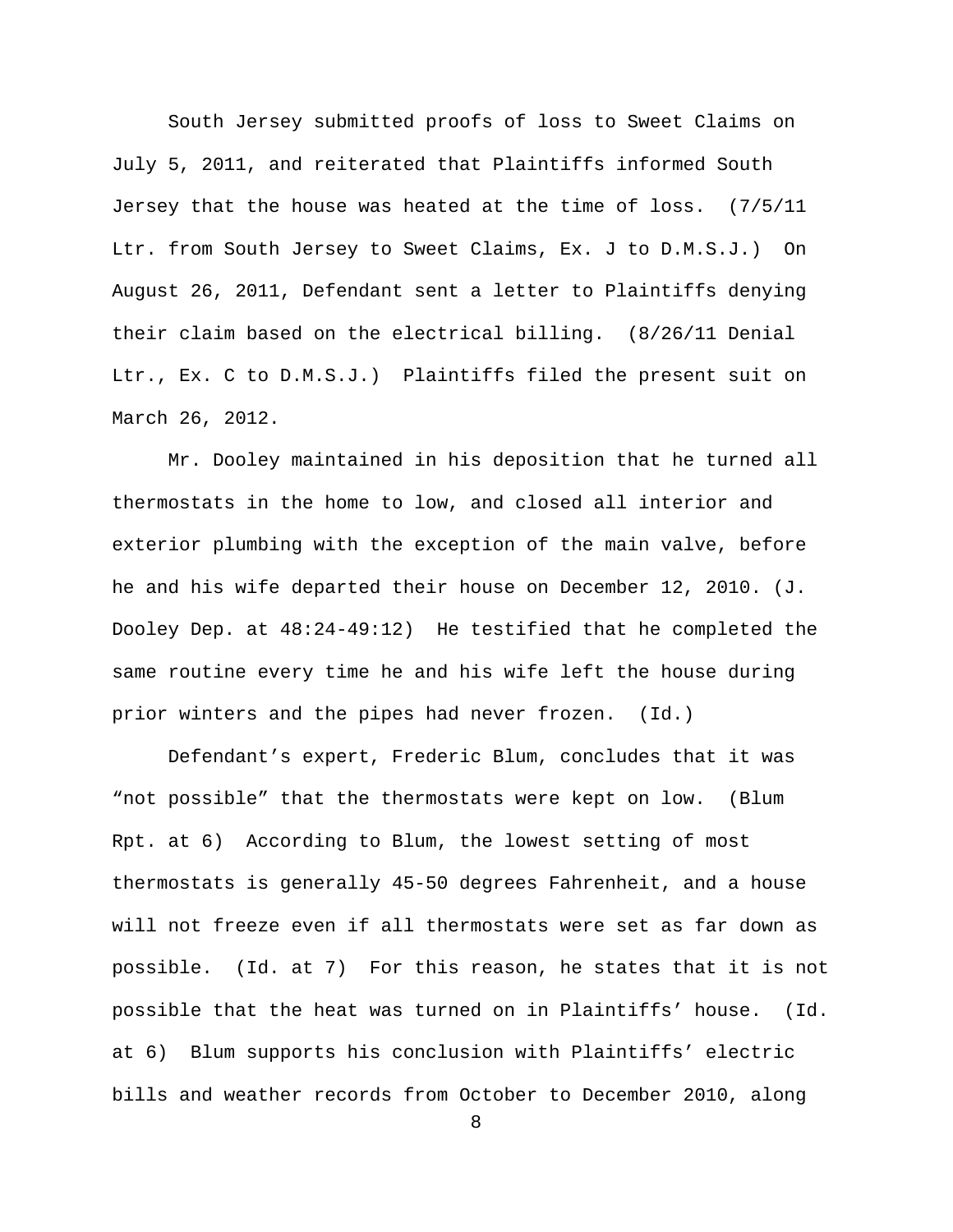South Jersey submitted proofs of loss to Sweet Claims on July 5, 2011, and reiterated that Plaintiffs informed South Jersey that the house was heated at the time of loss. (7/5/11 Ltr. from South Jersey to Sweet Claims, Ex. J to D.M.S.J.) On August 26, 2011, Defendant sent a letter to Plaintiffs denying their claim based on the electrical billing. (8/26/11 Denial Ltr., Ex. C to D.M.S.J.) Plaintiffs filed the present suit on March 26, 2012.

Mr. Dooley maintained in his deposition that he turned all thermostats in the home to low, and closed all interior and exterior plumbing with the exception of the main valve, before he and his wife departed their house on December 12, 2010. (J. Dooley Dep. at 48:24-49:12) He testified that he completed the same routine every time he and his wife left the house during prior winters and the pipes had never frozen. (Id.)

Defendant's expert, Frederic Blum, concludes that it was "not possible" that the thermostats were kept on low. (Blum Rpt. at 6) According to Blum, the lowest setting of most thermostats is generally 45-50 degrees Fahrenheit, and a house will not freeze even if all thermostats were set as far down as possible. (Id. at 7) For this reason, he states that it is not possible that the heat was turned on in Plaintiffs' house. (Id. at 6) Blum supports his conclusion with Plaintiffs' electric bills and weather records from October to December 2010, along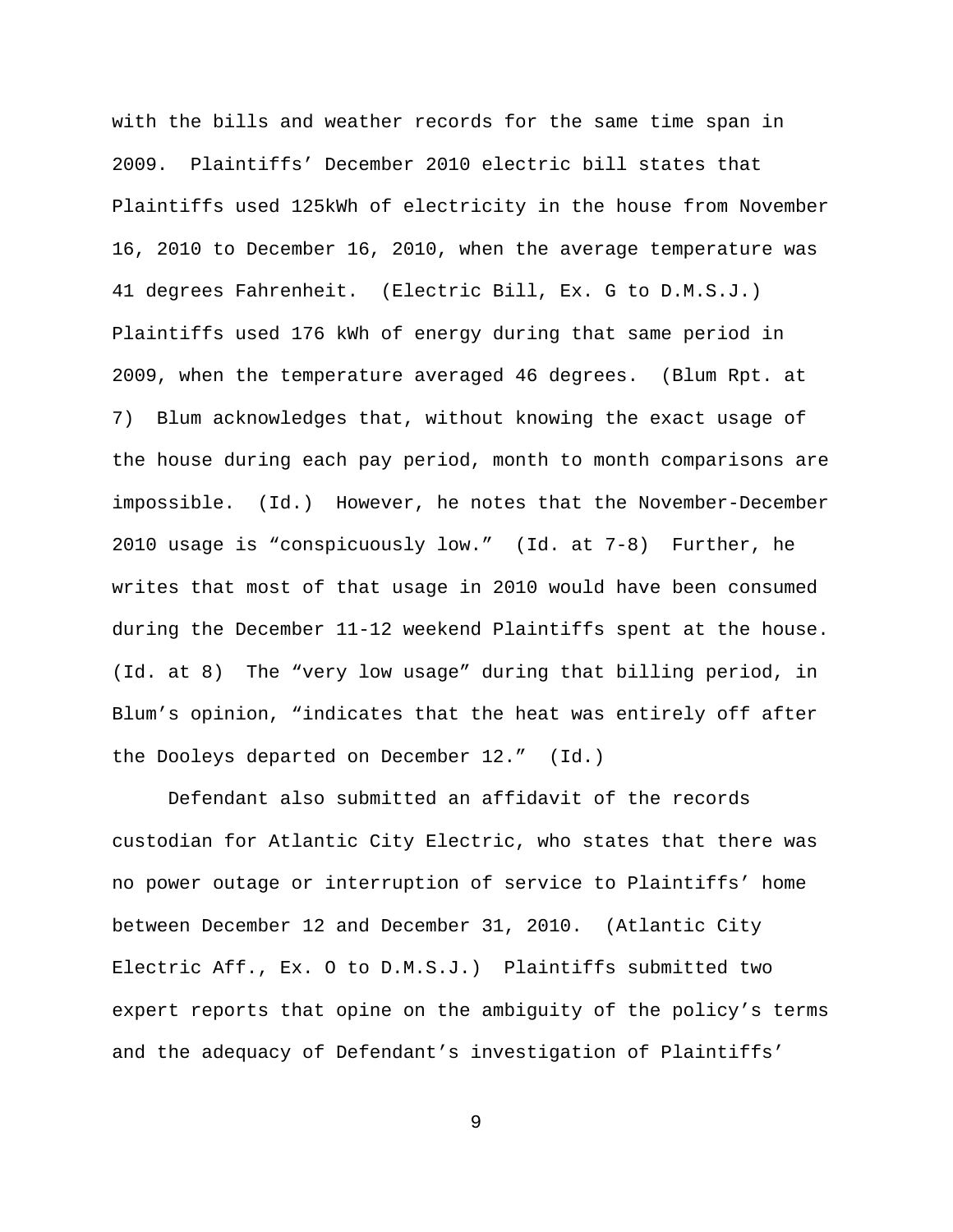with the bills and weather records for the same time span in 2009. Plaintiffs' December 2010 electric bill states that Plaintiffs used 125kWh of electricity in the house from November 16, 2010 to December 16, 2010, when the average temperature was 41 degrees Fahrenheit. (Electric Bill, Ex. G to D.M.S.J.) Plaintiffs used 176 kWh of energy during that same period in 2009, when the temperature averaged 46 degrees. (Blum Rpt. at 7) Blum acknowledges that, without knowing the exact usage of the house during each pay period, month to month comparisons are impossible. (Id.) However, he notes that the November-December 2010 usage is "conspicuously low." (Id. at 7-8) Further, he writes that most of that usage in 2010 would have been consumed during the December 11-12 weekend Plaintiffs spent at the house. (Id. at 8) The "very low usage" during that billing period, in Blum's opinion, "indicates that the heat was entirely off after the Dooleys departed on December 12." (Id.)

Defendant also submitted an affidavit of the records custodian for Atlantic City Electric, who states that there was no power outage or interruption of service to Plaintiffs' home between December 12 and December 31, 2010. (Atlantic City Electric Aff., Ex. O to D.M.S.J.) Plaintiffs submitted two expert reports that opine on the ambiguity of the policy's terms and the adequacy of Defendant's investigation of Plaintiffs'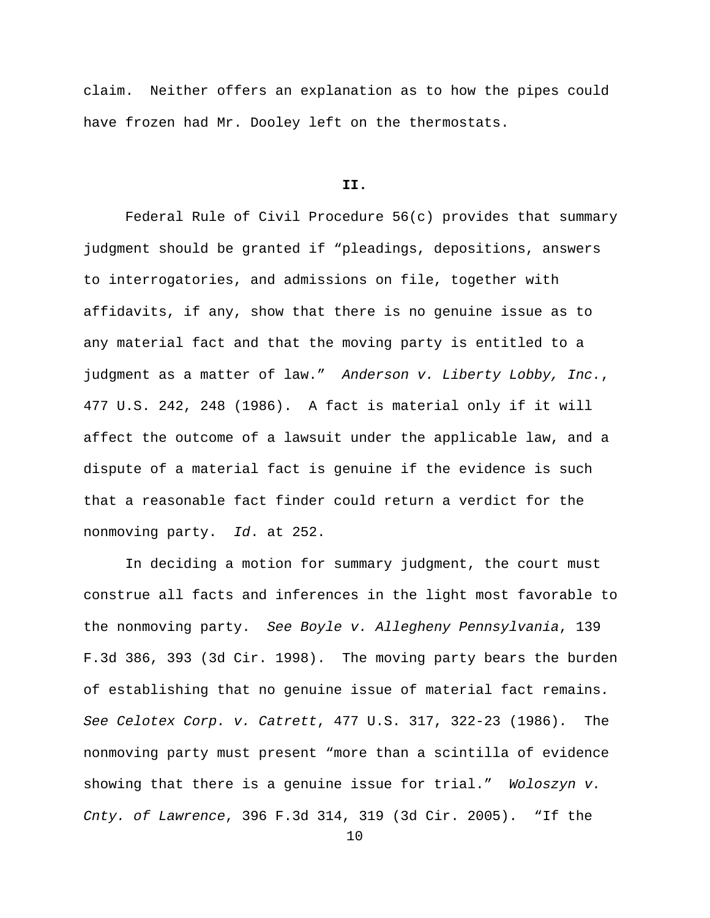claim. Neither offers an explanation as to how the pipes could have frozen had Mr. Dooley left on the thermostats.

**II.**

Federal Rule of Civil Procedure 56(c) provides that summary judgment should be granted if "pleadings, depositions, answers to interrogatories, and admissions on file, together with affidavits, if any, show that there is no genuine issue as to any material fact and that the moving party is entitled to a judgment as a matter of law." *Anderson v. Liberty Lobby, Inc.*, 477 U.S. 242, 248 (1986). A fact is material only if it will affect the outcome of a lawsuit under the applicable law, and a dispute of a material fact is genuine if the evidence is such that a reasonable fact finder could return a verdict for the nonmoving party. *Id*. at 252.

In deciding a motion for summary judgment, the court must construe all facts and inferences in the light most favorable to the nonmoving party. *See Boyle v. Allegheny Pennsylvania*, 139 F.3d 386, 393 (3d Cir. 1998). The moving party bears the burden of establishing that no genuine issue of material fact remains. *See Celotex Corp. v. Catrett*, 477 U.S. 317, 322-23 (1986). The nonmoving party must present "more than a scintilla of evidence showing that there is a genuine issue for trial." *Woloszyn v. Cnty. of Lawrence*, 396 F.3d 314, 319 (3d Cir. 2005). "If the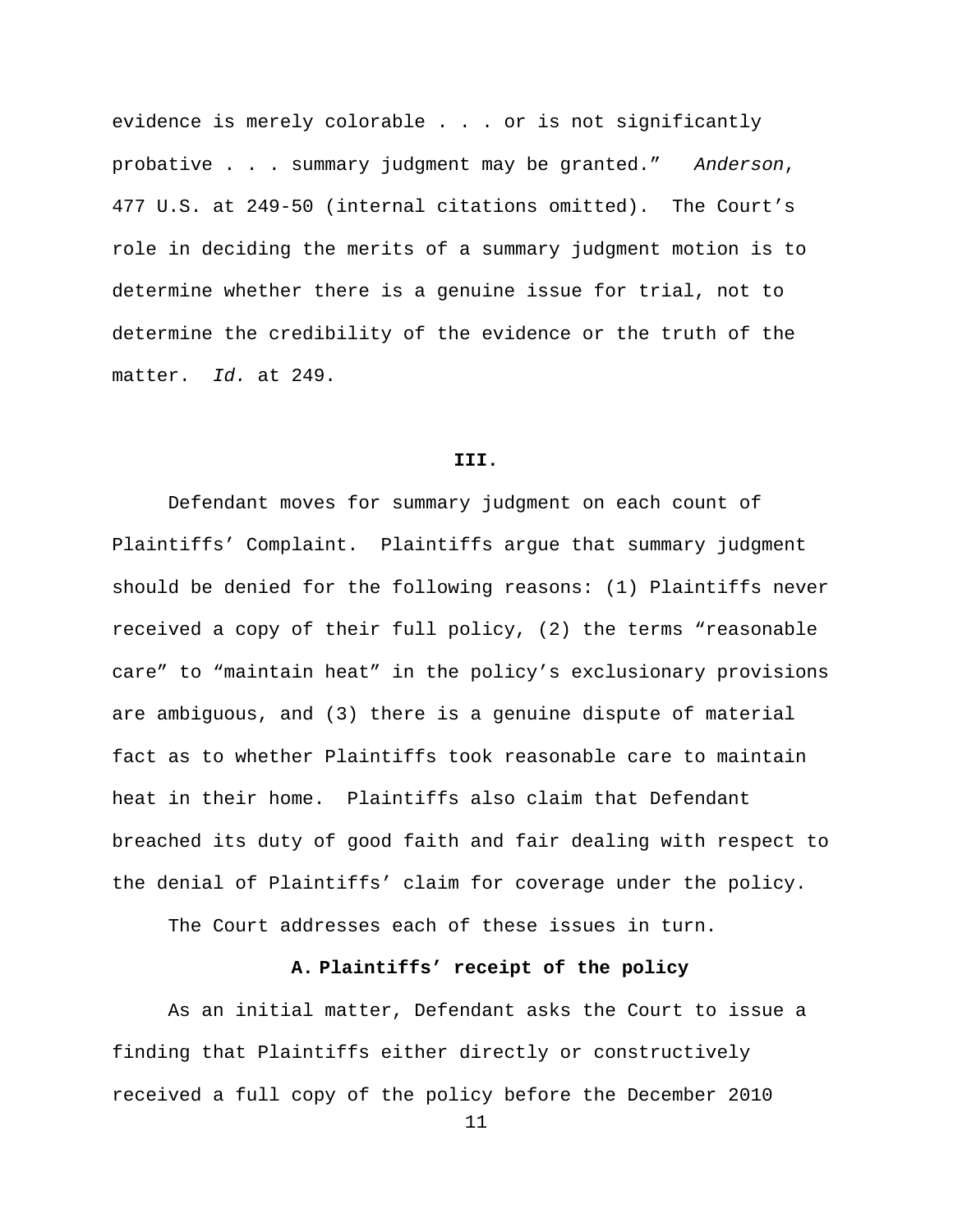evidence is merely colorable . . . or is not significantly probative . . . summary judgment may be granted." *Anderson*, 477 U.S. at 249-50 (internal citations omitted). The Court's role in deciding the merits of a summary judgment motion is to determine whether there is a genuine issue for trial, not to determine the credibility of the evidence or the truth of the matter. *Id.* at 249.

## III.

Defendant moves for summary judgment on each count of Plaintiffs' Complaint. Plaintiffs argue that summary judgment should be denied for the following reasons: (1) Plaintiffs never received a copy of their full policy, (2) the terms "reasonable care" to "maintain heat" in the policy's exclusionary provisions are ambiguous, and (3) there is a genuine dispute of material fact as to whether Plaintiffs took reasonable care to maintain heat in their home. Plaintiffs also claim that Defendant breached its duty of good faith and fair dealing with respect to the denial of Plaintiffs' claim for coverage under the policy.

The Court addresses each of these issues in turn.

### A. Plaintiffs' receipt of the policy

As an initial matter, Defendant asks the Court to issue a finding that Plaintiffs either directly or constructively received a full copy of the policy before the December 2010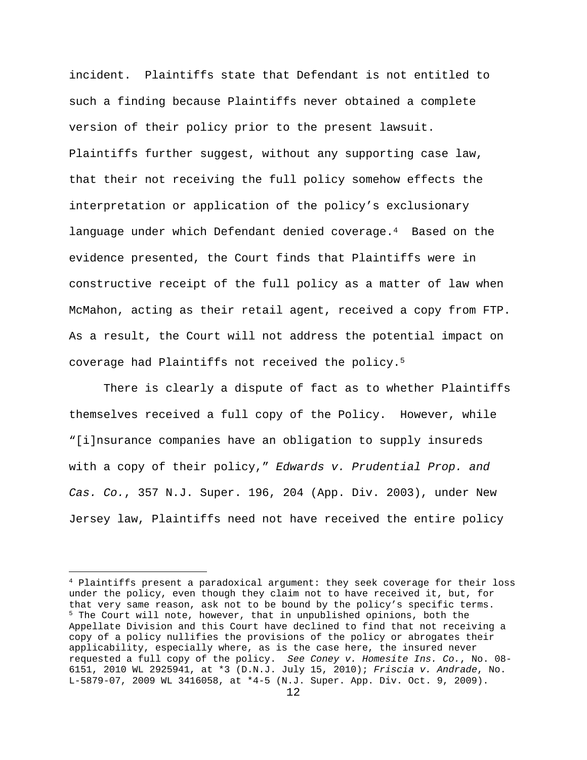incident. Plaintiffs state that Defendant is not entitled to such a finding because Plaintiffs never obtained a complete version of their policy prior to the present lawsuit. Plaintiffs further suggest, without any supporting case law, that their not receiving the full policy somehow effects the interpretation or application of the policy's exclusionary language under which Defendant denied coverage.[4] Based on the evidence presented, the Court finds that Plaintiffs were in constructive receipt of the full policy as a matter of law when McMahon, acting as their retail agent, received a copy from FTP. As a result, the Court will not address the potential impact on coverage had Plaintiffs not received the policy.[5]

There is clearly a dispute of fact as to whether Plaintiffs themselves received a full copy of the Policy. However, while "[i]nsurance companies have an obligation to supply insureds with a copy of their policy," *Edwards v. Prudential Prop. and Cas. Co.*, 357 N.J. Super. 196, 204 (App. Div. 2003), under New Jersey law, Plaintiffs need not have received the entire policy

---

[4] Plaintiffs present a paradoxical argument: they seek coverage for their loss under the policy, even though they claim not to have received it, but, for that very same reason, ask not to be bound by the policy's specific terms.

[5] The Court will note, however, that in unpublished opinions, both the Appellate Division and this Court have declined to find that not receiving a copy of a policy nullifies the provisions of the policy or abrogates their applicability, especially where, as is the case here, the insured never requested a full copy of the policy. *See Coney v. Homesite Ins. Co.*, No. 08-6151, 2010 WL 2925941, at *3 (D.N.J. July 15, 2010); *Friscia v. Andrade*, No. L-5879-07, 2009 WL 3416058, at *4-5 (N.J. Super. App. Div. Oct. 9, 2009).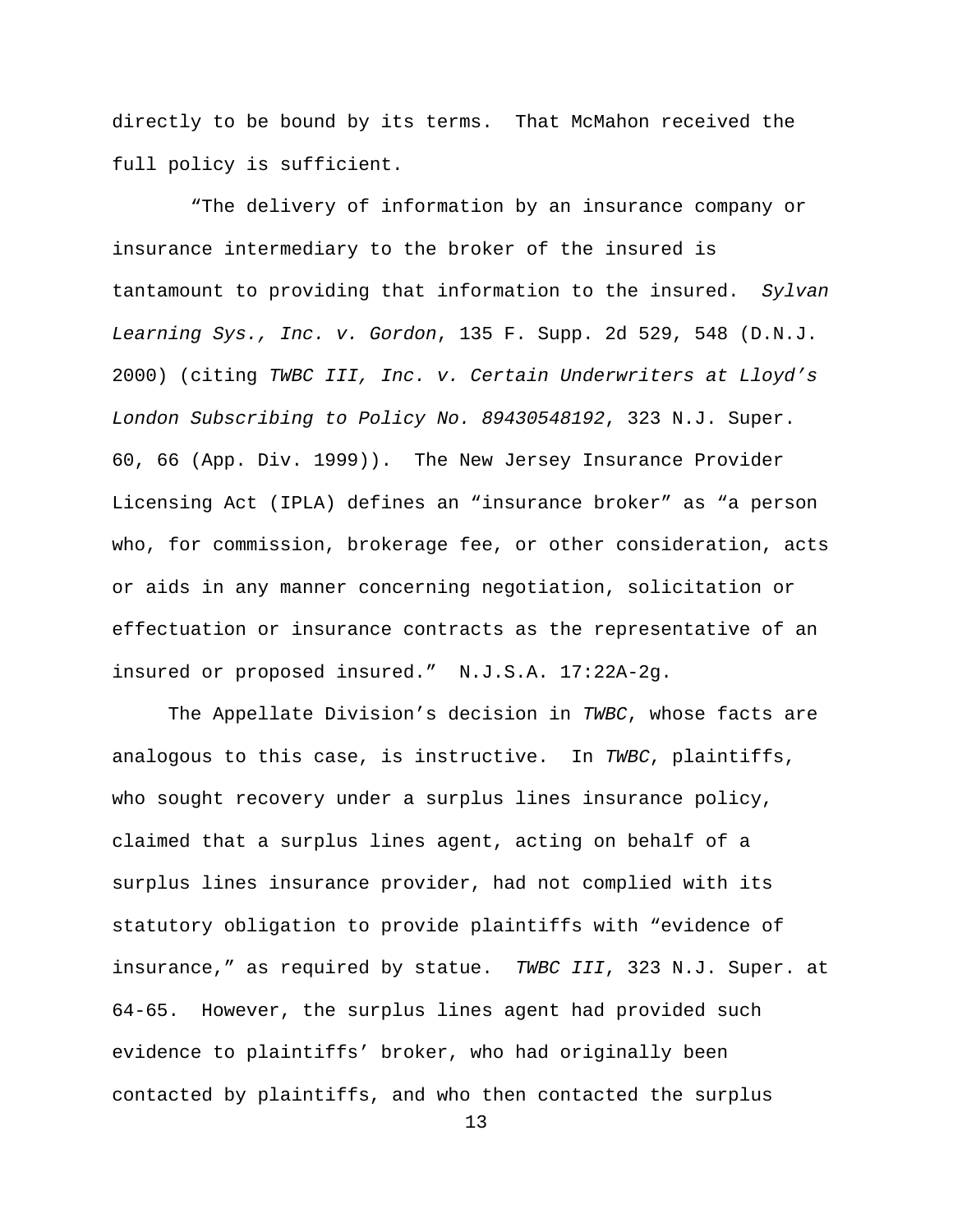directly to be bound by its terms. That McMahon received the full policy is sufficient.

"The delivery of information by an insurance company or insurance intermediary to the broker of the insured is tantamount to providing that information to the insured. *Sylvan Learning Sys., Inc. v. Gordon*, 135 F. Supp. 2d 529, 548 (D.N.J. 2000) (citing *TWBC III, Inc. v. Certain Underwriters at Lloyd's London Subscribing to Policy No. 89430548192*, 323 N.J. Super. 60, 66 (App. Div. 1999)). The New Jersey Insurance Provider Licensing Act (IPLA) defines an "insurance broker" as "a person who, for commission, brokerage fee, or other consideration, acts or aids in any manner concerning negotiation, solicitation or effectuation or insurance contracts as the representative of an insured or proposed insured." N.J.S.A. 17:22A-2g.

The Appellate Division's decision in *TWBC*, whose facts are analogous to this case, is instructive. In *TWBC*, plaintiffs, who sought recovery under a surplus lines insurance policy, claimed that a surplus lines agent, acting on behalf of a surplus lines insurance provider, had not complied with its statutory obligation to provide plaintiffs with "evidence of insurance," as required by statue. *TWBC III*, 323 N.J. Super. at 64-65. However, the surplus lines agent had provided such evidence to plaintiffs' broker, who had originally been contacted by plaintiffs, and who then contacted the surplus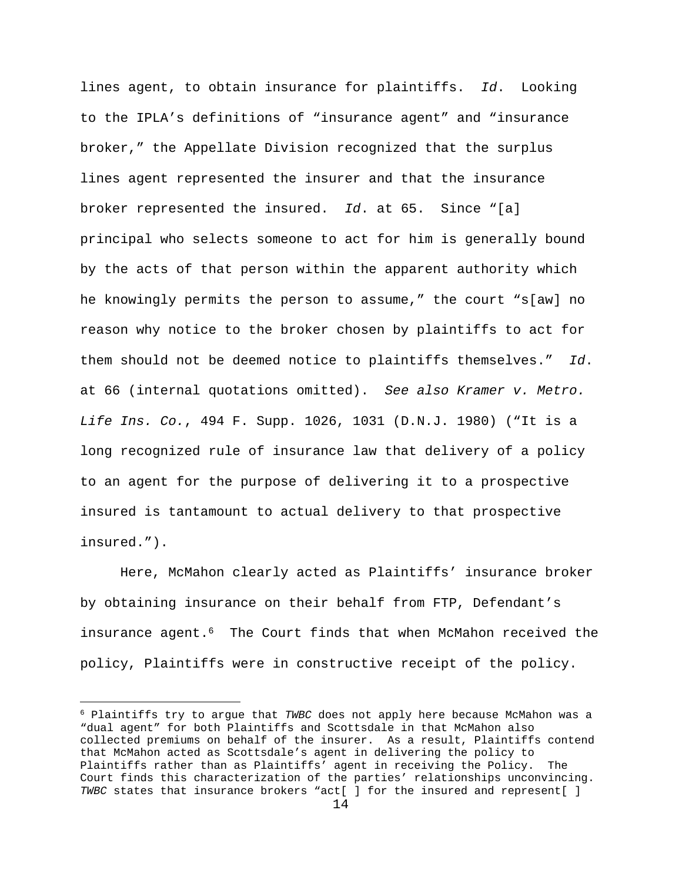lines agent, to obtain insurance for plaintiffs. *Id*. Looking to the IPLA's definitions of "insurance agent" and "insurance broker," the Appellate Division recognized that the surplus lines agent represented the insurer and that the insurance broker represented the insured. *Id*. at 65. Since "[a] principal who selects someone to act for him is generally bound by the acts of that person within the apparent authority which he knowingly permits the person to assume," the court "s[aw] no reason why notice to the broker chosen by plaintiffs to act for them should not be deemed notice to plaintiffs themselves." *Id*. at 66 (internal quotations omitted). *See also Kramer v. Metro. Life Ins. Co.*, 494 F. Supp. 1026, 1031 (D.N.J. 1980) ("It is a long recognized rule of insurance law that delivery of a policy to an agent for the purpose of delivering it to a prospective insured is tantamount to actual delivery to that prospective insured.").

Here, McMahon clearly acted as Plaintiffs' insurance broker by obtaining insurance on their behalf from FTP, Defendant's insurance agent.[6] The Court finds that when McMahon received the policy, Plaintiffs were in constructive receipt of the policy.

[6] Plaintiffs try to argue that *TWBC* does not apply here because McMahon was a "dual agent" for both Plaintiffs and Scottsdale in that McMahon also collected premiums on behalf of the insurer. As a result, Plaintiffs contend that McMahon acted as Scottsdale's agent in delivering the policy to Plaintiffs rather than as Plaintiffs' agent in receiving the Policy. The Court finds this characterization of the parties' relationships unconvincing. *TWBC* states that insurance brokers "act[ ] for the insured and represent[ ]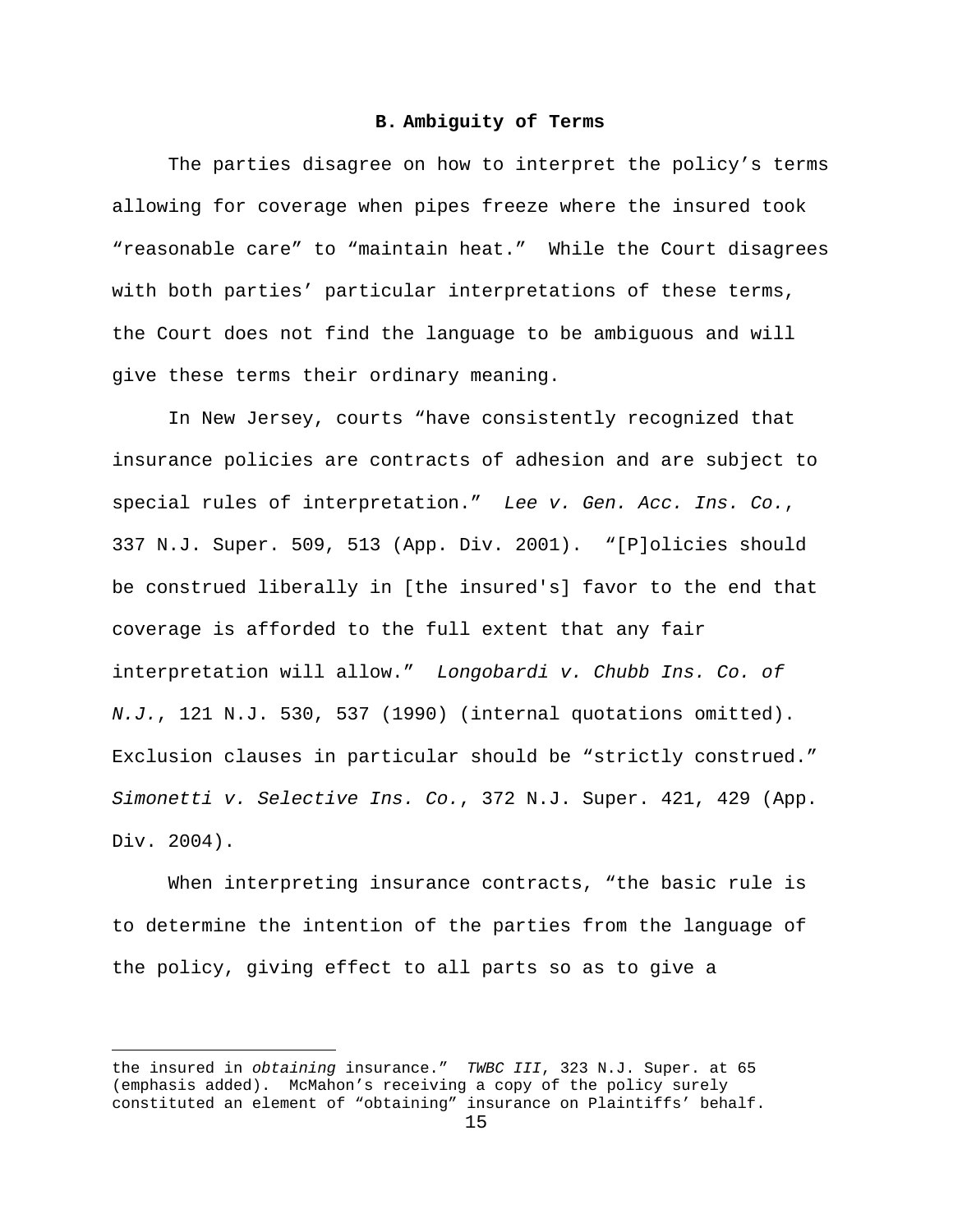### B. Ambiguity of Terms

The parties disagree on how to interpret the policy's terms allowing for coverage when pipes freeze where the insured took "reasonable care" to "maintain heat." While the Court disagrees with both parties' particular interpretations of these terms, the Court does not find the language to be ambiguous and will give these terms their ordinary meaning.

In New Jersey, courts "have consistently recognized that insurance policies are contracts of adhesion and are subject to special rules of interpretation." *Lee v. Gen. Acc. Ins. Co.*, 337 N.J. Super. 509, 513 (App. Div. 2001). "[P]olicies should be construed liberally in [the insured's] favor to the end that coverage is afforded to the full extent that any fair interpretation will allow." *Longobardi v. Chubb Ins. Co. of N.J.*, 121 N.J. 530, 537 (1990) (internal quotations omitted). Exclusion clauses in particular should be "strictly construed." *Simonetti v. Selective Ins. Co.*, 372 N.J. Super. 421, 429 (App. Div. 2004).

When interpreting insurance contracts, "the basic rule is to determine the intention of the parties from the language of the policy, giving effect to all parts so as to give a

---

the insured in *obtaining* insurance." *TWBC III*, 323 N.J. Super. at 65 (emphasis added). McMahon's receiving a copy of the policy surely constituted an element of "obtaining" insurance on Plaintiffs' behalf.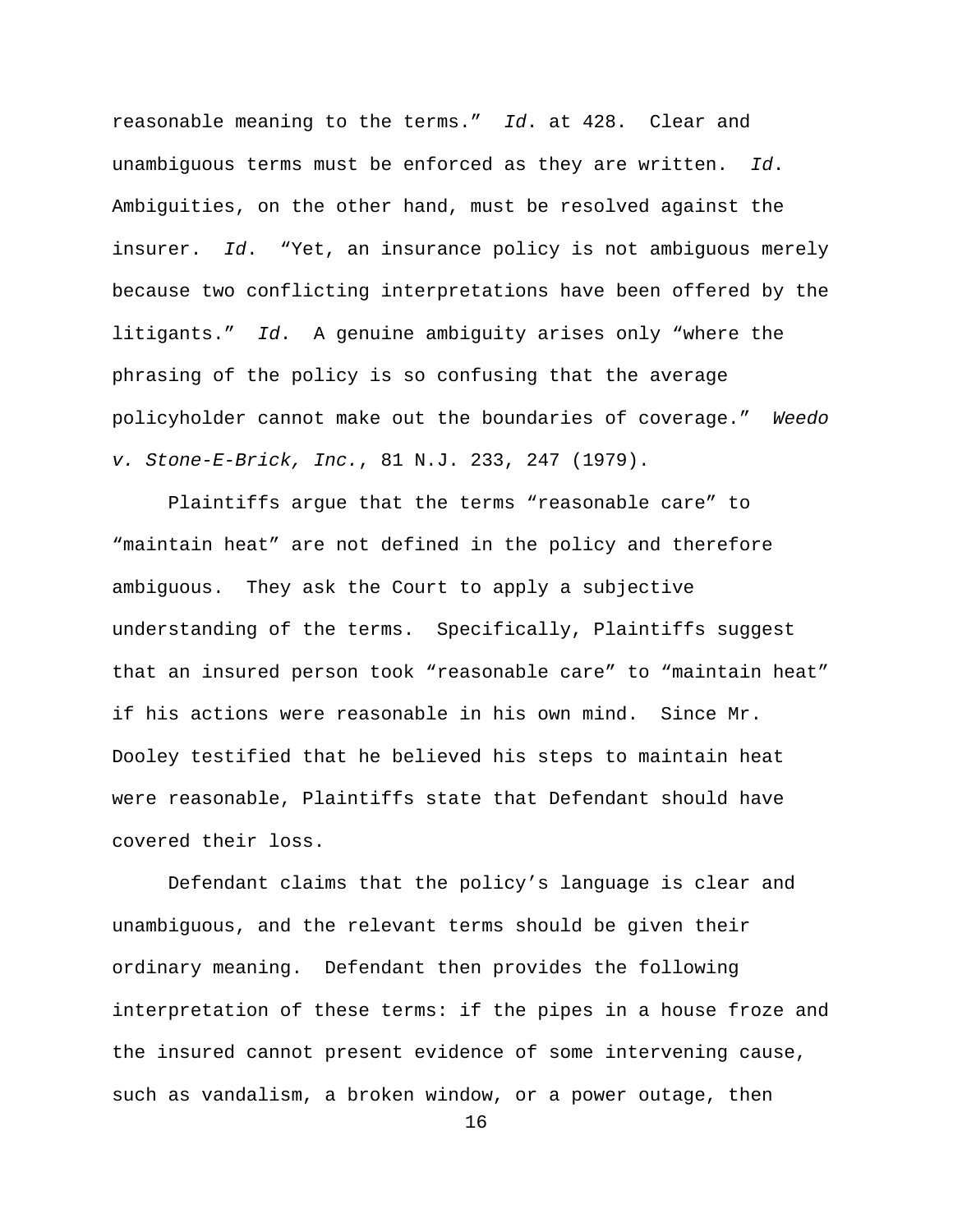reasonable meaning to the terms." *Id*. at 428. Clear and unambiguous terms must be enforced as they are written. *Id*. Ambiguities, on the other hand, must be resolved against the insurer. *Id*. "Yet, an insurance policy is not ambiguous merely because two conflicting interpretations have been offered by the litigants." *Id*. A genuine ambiguity arises only "where the phrasing of the policy is so confusing that the average policyholder cannot make out the boundaries of coverage." *Weedo v. Stone-E-Brick, Inc.*, 81 N.J. 233, 247 (1979).

Plaintiffs argue that the terms "reasonable care" to "maintain heat" are not defined in the policy and therefore ambiguous. They ask the Court to apply a subjective understanding of the terms. Specifically, Plaintiffs suggest that an insured person took "reasonable care" to "maintain heat" if his actions were reasonable in his own mind. Since Mr. Dooley testified that he believed his steps to maintain heat were reasonable, Plaintiffs state that Defendant should have covered their loss.

Defendant claims that the policy's language is clear and unambiguous, and the relevant terms should be given their ordinary meaning. Defendant then provides the following interpretation of these terms: if the pipes in a house froze and the insured cannot present evidence of some intervening cause, such as vandalism, a broken window, or a power outage, then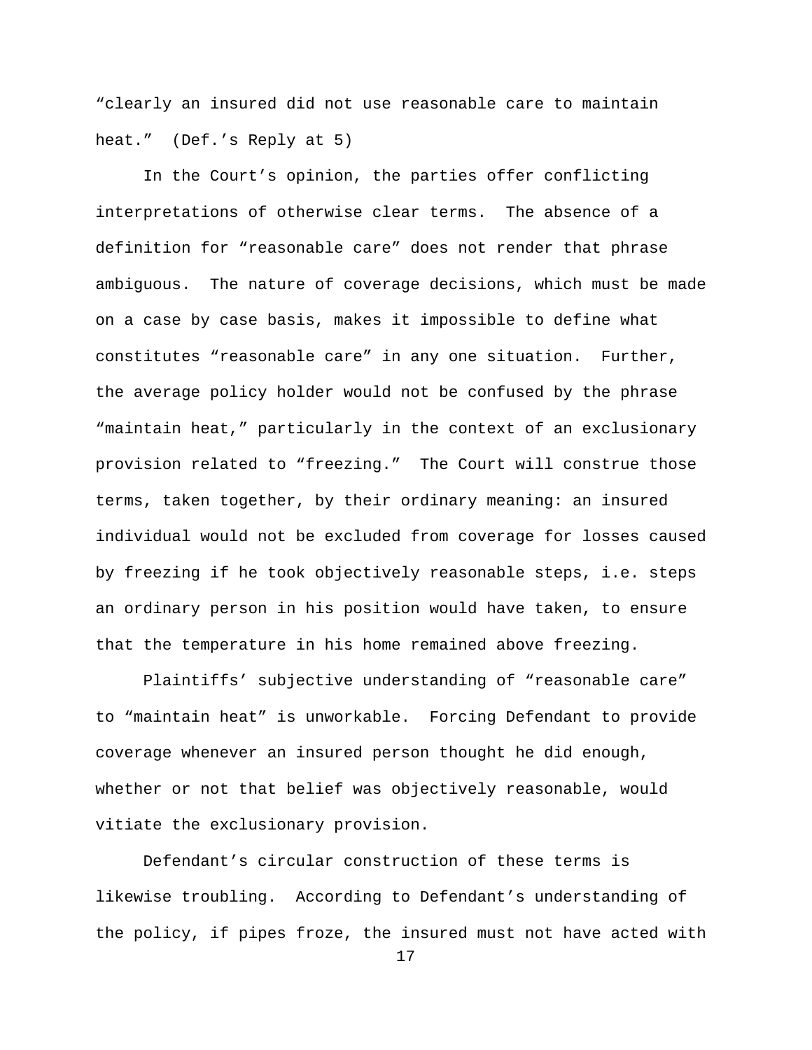"clearly an insured did not use reasonable care to maintain heat." (Def.'s Reply at 5)

In the Court's opinion, the parties offer conflicting interpretations of otherwise clear terms. The absence of a definition for "reasonable care" does not render that phrase ambiguous. The nature of coverage decisions, which must be made on a case by case basis, makes it impossible to define what constitutes "reasonable care" in any one situation. Further, the average policy holder would not be confused by the phrase "maintain heat," particularly in the context of an exclusionary provision related to "freezing." The Court will construe those terms, taken together, by their ordinary meaning: an insured individual would not be excluded from coverage for losses caused by freezing if he took objectively reasonable steps, i.e. steps an ordinary person in his position would have taken, to ensure that the temperature in his home remained above freezing.

Plaintiffs' subjective understanding of "reasonable care" to "maintain heat" is unworkable. Forcing Defendant to provide coverage whenever an insured person thought he did enough, whether or not that belief was objectively reasonable, would vitiate the exclusionary provision.

Defendant's circular construction of these terms is likewise troubling. According to Defendant's understanding of the policy, if pipes froze, the insured must not have acted with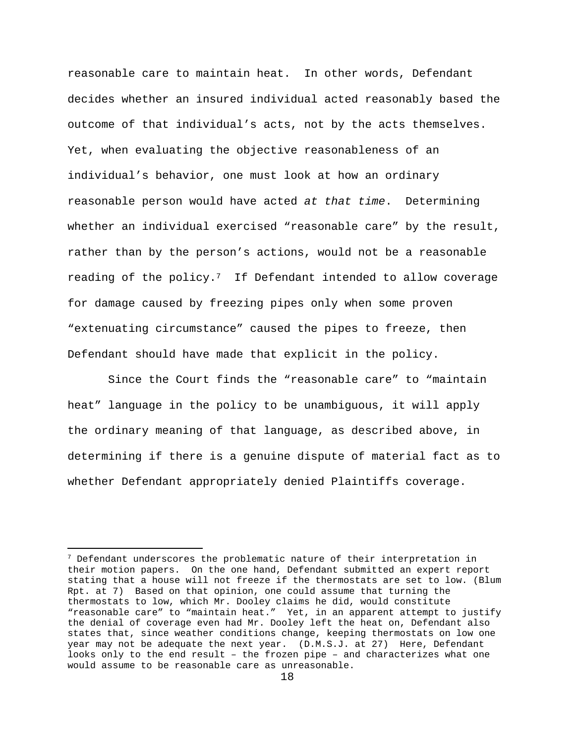reasonable care to maintain heat. In other words, Defendant decides whether an insured individual acted reasonably based the outcome of that individual's acts, not by the acts themselves. Yet, when evaluating the objective reasonableness of an individual's behavior, one must look at how an ordinary reasonable person would have acted *at that time*. Determining whether an individual exercised "reasonable care" by the result, rather than by the person's actions, would not be a reasonable reading of the policy.[7] If Defendant intended to allow coverage for damage caused by freezing pipes only when some proven "extenuating circumstance" caused the pipes to freeze, then Defendant should have made that explicit in the policy.

Since the Court finds the "reasonable care" to "maintain heat" language in the policy to be unambiguous, it will apply the ordinary meaning of that language, as described above, in determining if there is a genuine dispute of material fact as to whether Defendant appropriately denied Plaintiffs coverage.

---

[7] Defendant underscores the problematic nature of their interpretation in their motion papers. On the one hand, Defendant submitted an expert report stating that a house will not freeze if the thermostats are set to low. (Blum Rpt. at 7) Based on that opinion, one could assume that turning the thermostats to low, which Mr. Dooley claims he did, would constitute "reasonable care" to "maintain heat." Yet, in an apparent attempt to justify the denial of coverage even had Mr. Dooley left the heat on, Defendant also states that, since weather conditions change, keeping thermostats on low one year may not be adequate the next year. (D.M.S.J. at 27) Here, Defendant looks only to the end result – the frozen pipe – and characterizes what one would assume to be reasonable care as unreasonable.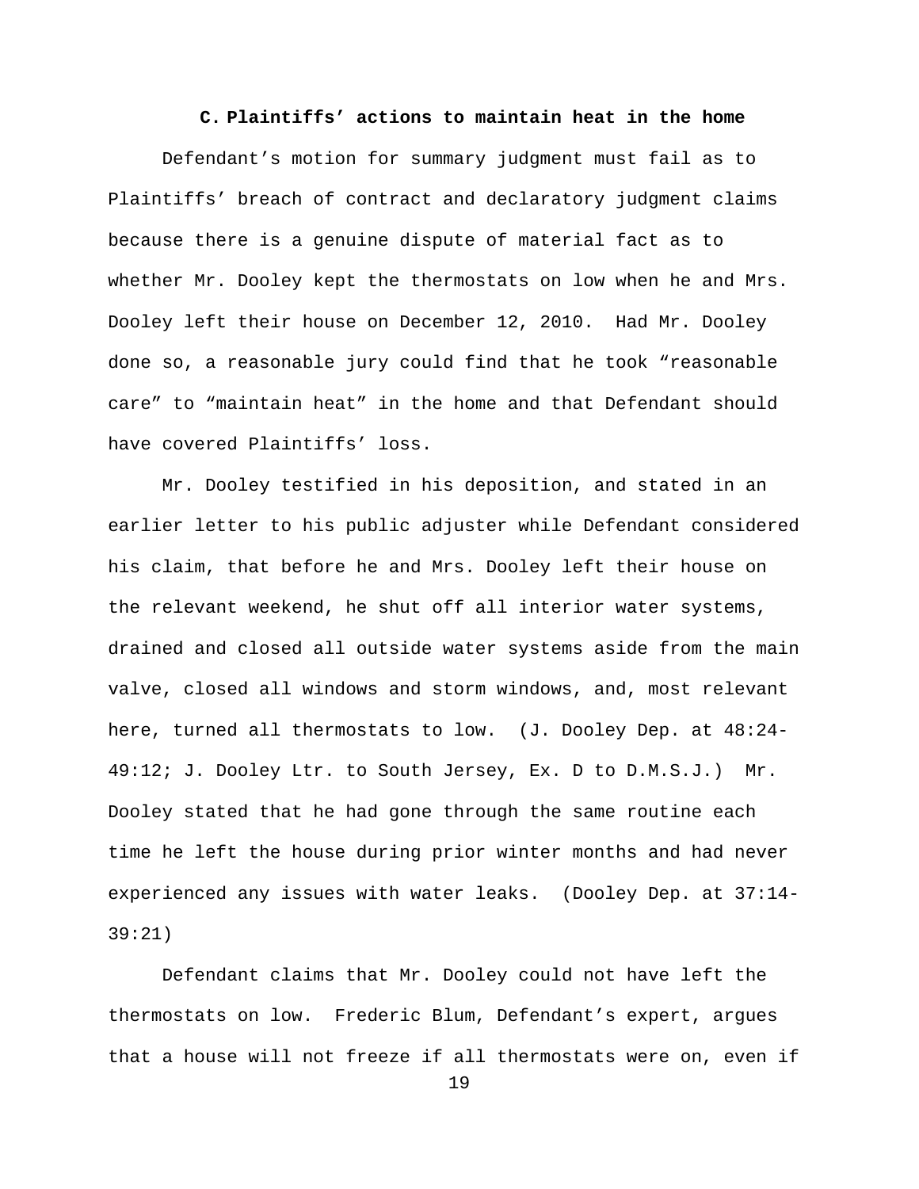### C. Plaintiffs' actions to maintain heat in the home

Defendant's motion for summary judgment must fail as to Plaintiffs' breach of contract and declaratory judgment claims because there is a genuine dispute of material fact as to whether Mr. Dooley kept the thermostats on low when he and Mrs. Dooley left their house on December 12, 2010. Had Mr. Dooley done so, a reasonable jury could find that he took "reasonable care" to "maintain heat" in the home and that Defendant should have covered Plaintiffs' loss.

Mr. Dooley testified in his deposition, and stated in an earlier letter to his public adjuster while Defendant considered his claim, that before he and Mrs. Dooley left their house on the relevant weekend, he shut off all interior water systems, drained and closed all outside water systems aside from the main valve, closed all windows and storm windows, and, most relevant here, turned all thermostats to low. (J. Dooley Dep. at 48:24-49:12; J. Dooley Ltr. to South Jersey, Ex. D to D.M.S.J.) Mr. Dooley stated that he had gone through the same routine each time he left the house during prior winter months and had never experienced any issues with water leaks. (Dooley Dep. at 37:14-39:21)

Defendant claims that Mr. Dooley could not have left the thermostats on low. Frederic Blum, Defendant's expert, argues that a house will not freeze if all thermostats were on, even if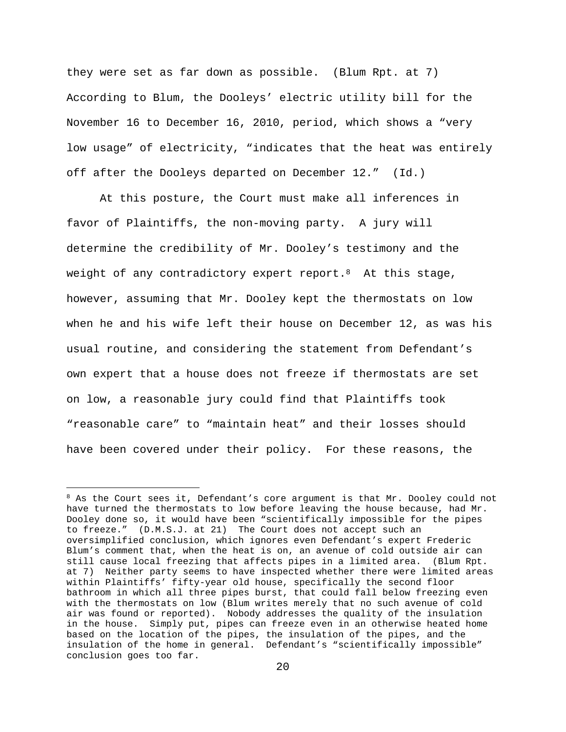they were set as far down as possible. (Blum Rpt. at 7) According to Blum, the Dooleys' electric utility bill for the November 16 to December 16, 2010, period, which shows a "very low usage" of electricity, "indicates that the heat was entirely off after the Dooleys departed on December 12." (Id.)

At this posture, the Court must make all inferences in favor of Plaintiffs, the non-moving party. A jury will determine the credibility of Mr. Dooley's testimony and the weight of any contradictory expert report.[8] At this stage, however, assuming that Mr. Dooley kept the thermostats on low when he and his wife left their house on December 12, as was his usual routine, and considering the statement from Defendant's own expert that a house does not freeze if thermostats are set on low, a reasonable jury could find that Plaintiffs took "reasonable care" to "maintain heat" and their losses should have been covered under their policy. For these reasons, the

---

[8] As the Court sees it, Defendant's core argument is that Mr. Dooley could not have turned the thermostats to low before leaving the house because, had Mr. Dooley done so, it would have been "scientifically impossible for the pipes to freeze." (D.M.S.J. at 21) The Court does not accept such an oversimplified conclusion, which ignores even Defendant's expert Frederic Blum's comment that, when the heat is on, an avenue of cold outside air can still cause local freezing that affects pipes in a limited area. (Blum Rpt. at 7) Neither party seems to have inspected whether there were limited areas within Plaintiffs' fifty-year old house, specifically the second floor bathroom in which all three pipes burst, that could fall below freezing even with the thermostats on low (Blum writes merely that no such avenue of cold air was found or reported). Nobody addresses the quality of the insulation in the house. Simply put, pipes can freeze even in an otherwise heated home based on the location of the pipes, the insulation of the pipes, and the insulation of the home in general. Defendant's "scientifically impossible" conclusion goes too far.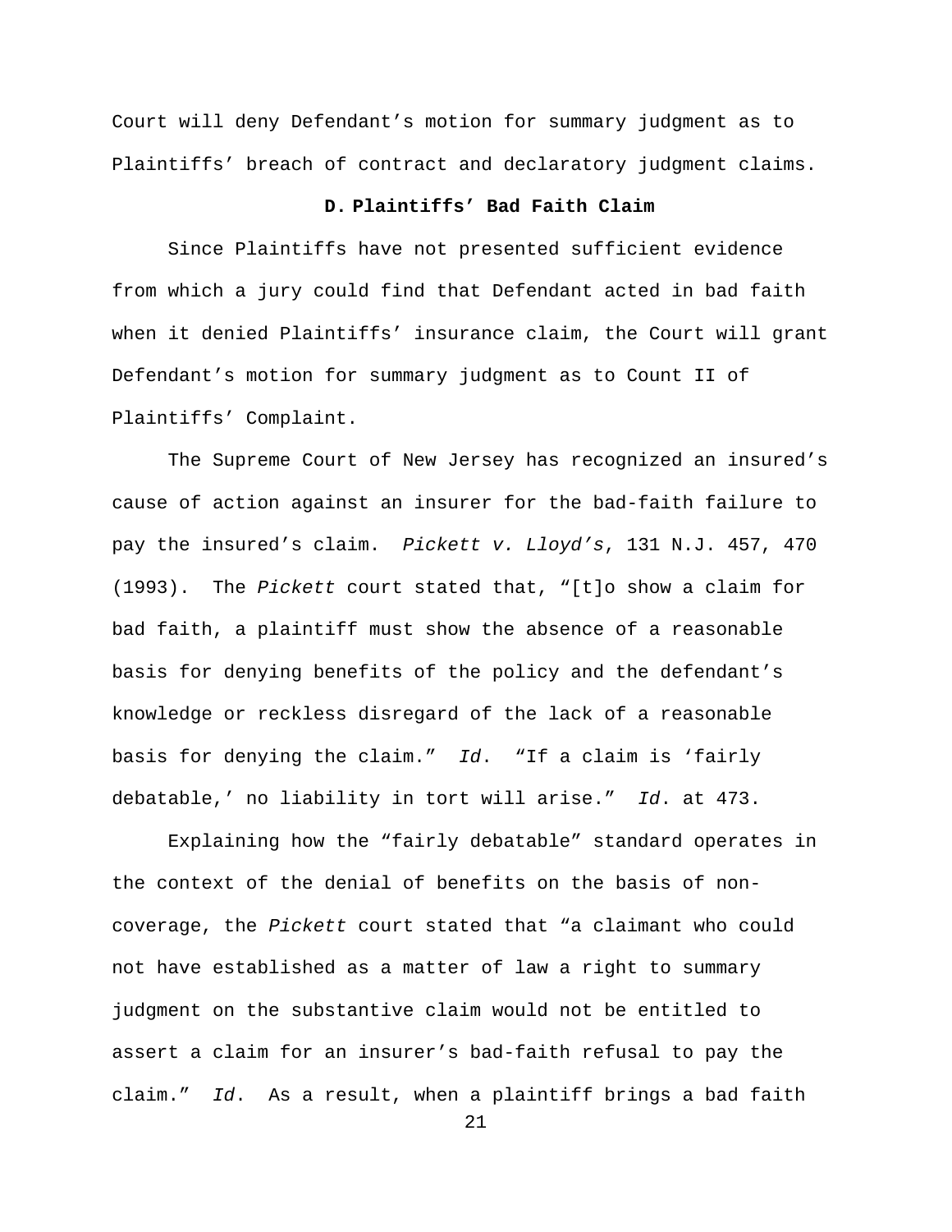Court will deny Defendant's motion for summary judgment as to Plaintiffs' breach of contract and declaratory judgment claims.

### D. Plaintiffs' Bad Faith Claim

Since Plaintiffs have not presented sufficient evidence from which a jury could find that Defendant acted in bad faith when it denied Plaintiffs' insurance claim, the Court will grant Defendant's motion for summary judgment as to Count II of Plaintiffs' Complaint.

The Supreme Court of New Jersey has recognized an insured's cause of action against an insurer for the bad-faith failure to pay the insured's claim. *Pickett v. Lloyd's*, 131 N.J. 457, 470 (1993). The *Pickett* court stated that, "[t]o show a claim for bad faith, a plaintiff must show the absence of a reasonable basis for denying benefits of the policy and the defendant's knowledge or reckless disregard of the lack of a reasonable basis for denying the claim." *Id*. "If a claim is 'fairly debatable,' no liability in tort will arise." *Id*. at 473.

Explaining how the "fairly debatable" standard operates in the context of the denial of benefits on the basis of non-coverage, the *Pickett* court stated that "a claimant who could not have established as a matter of law a right to summary judgment on the substantive claim would not be entitled to assert a claim for an insurer's bad-faith refusal to pay the claim." *Id*. As a result, when a plaintiff brings a bad faith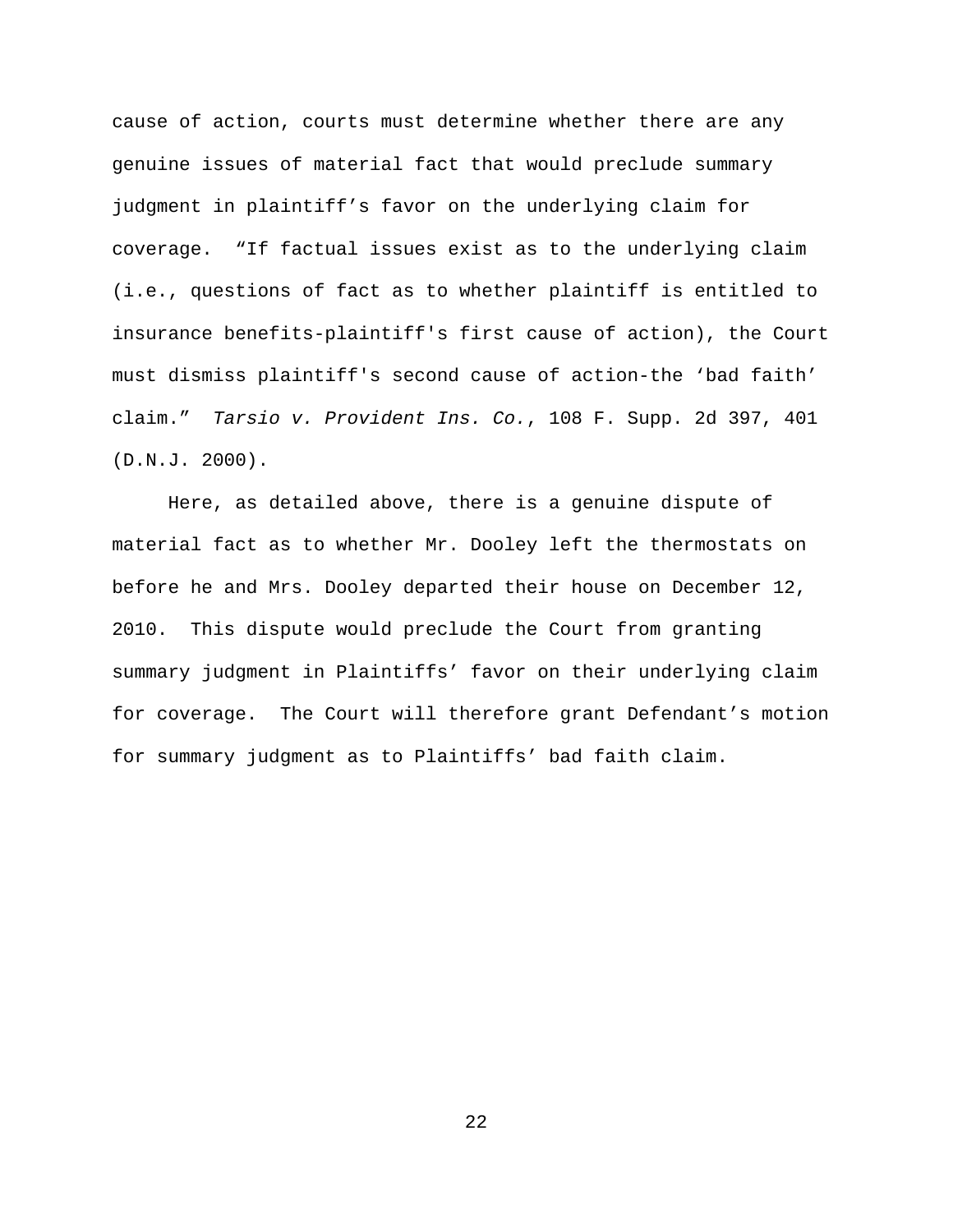cause of action, courts must determine whether there are any genuine issues of material fact that would preclude summary judgment in plaintiff's favor on the underlying claim for coverage. "If factual issues exist as to the underlying claim (i.e., questions of fact as to whether plaintiff is entitled to insurance benefits-plaintiff's first cause of action), the Court must dismiss plaintiff's second cause of action-the 'bad faith' claim." *Tarsio v. Provident Ins. Co.*, 108 F. Supp. 2d 397, 401 (D.N.J. 2000).

Here, as detailed above, there is a genuine dispute of material fact as to whether Mr. Dooley left the thermostats on before he and Mrs. Dooley departed their house on December 12, 2010. This dispute would preclude the Court from granting summary judgment in Plaintiffs' favor on their underlying claim for coverage. The Court will therefore grant Defendant's motion for summary judgment as to Plaintiffs' bad faith claim.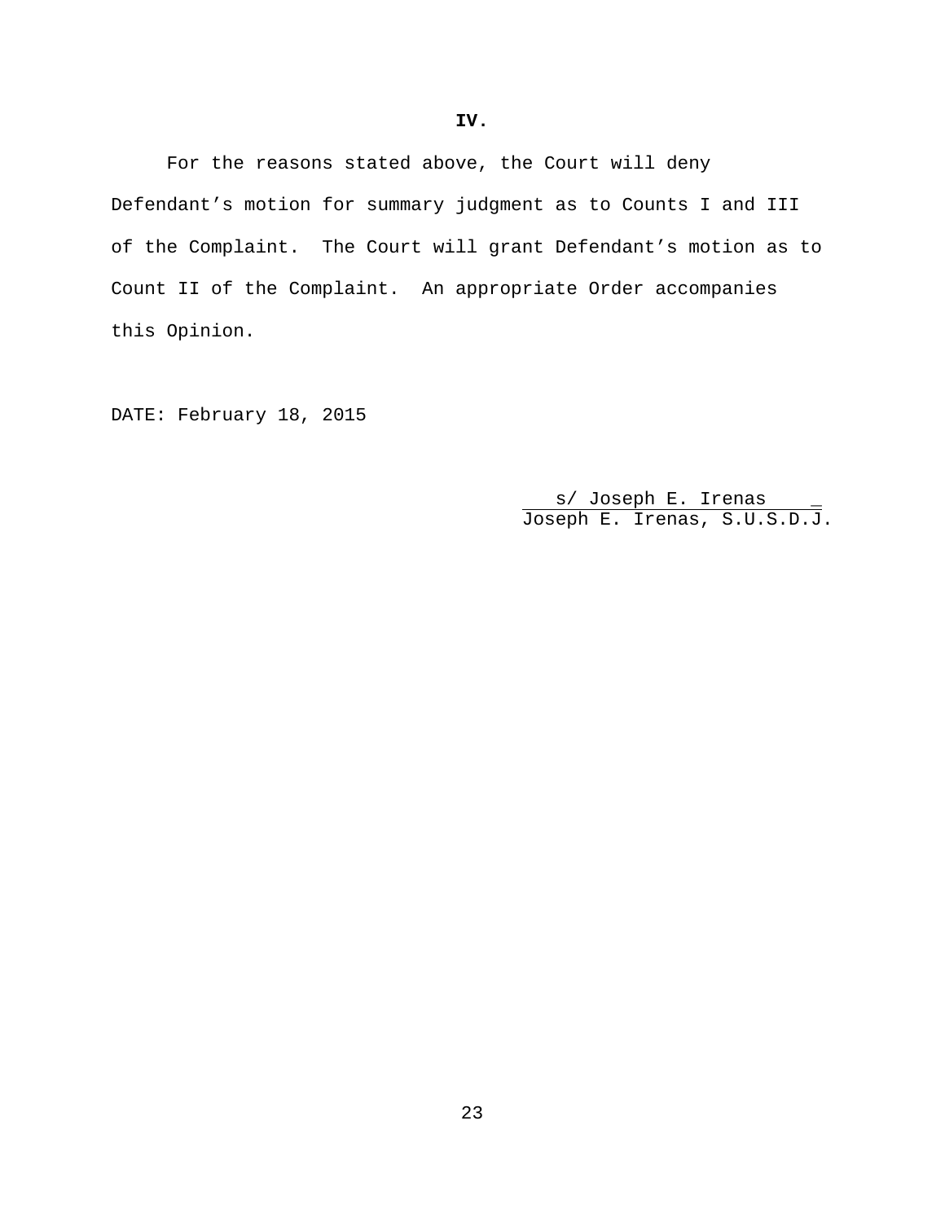**IV.**

For the reasons stated above, the Court will deny Defendant’s motion for summary judgment as to Counts I and III of the Complaint. The Court will grant Defendant’s motion as to Count II of the Complaint. An appropriate Order accompanies this Opinion.

DATE: February 18, 2015

s/ Joseph E. Irenas
Joseph E. Irenas, S.U.S.D.J.